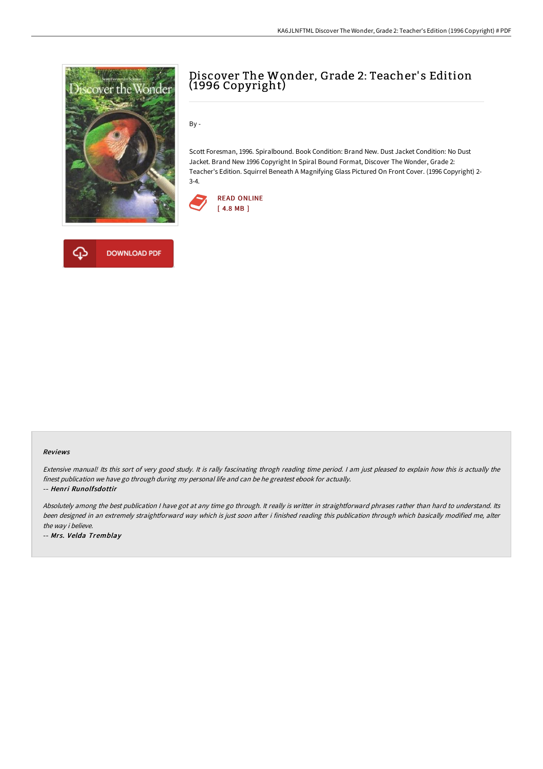# Discover The Wonder, Grade 2: Teacher's Edition (1996 Copyright)

By -

Scott Foresman, 1996. Spiralbound. Book Condition: Brand New. Dust Jacket Condition: No Dust Jacket. Brand New 1996 Copyright In Spiral Bound Format, Discover The Wonder, Grade 2: Teacher's Edition. Squirrel Beneath A Magnifying Glass Pictured On Front Cover. (1996 Copyright) 2-3-4.

READ ONLINE
[ 4.8 MB ]

DOWNLOAD PDF

#### Reviews

*Extensive manual! Its this sort of very good study. It is rally fascinating throgh reading time period. I am just pleased to explain how this is actually the finest publication we have go through during my personal life and can be he greatest ebook for actually.*

*-- Henri Runolfsdottir*

*Absolutely among the best publication I have got at any time go through. It really is writter in straightforward phrases rather than hard to understand. Its been designed in an extremely straightforward way which is just soon after i finished reading this publication through which basically modified me, alter the way i believe.*

*-- Mrs. Velda Tremblay*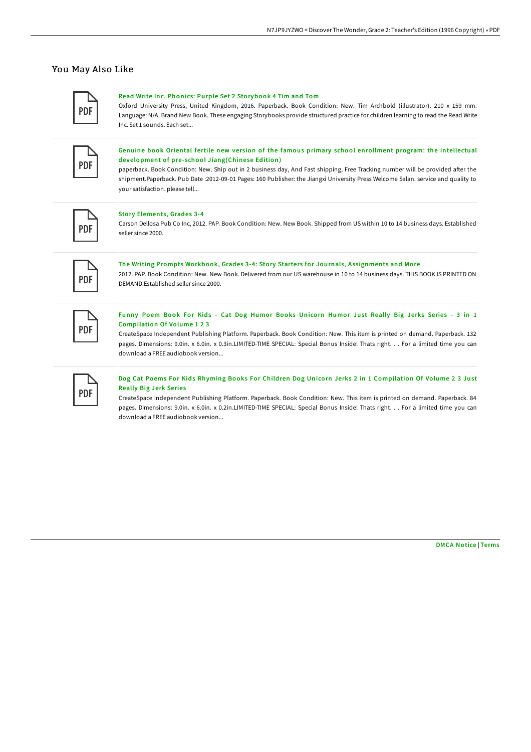## You May Also Like

**Read Write Inc. Phonics: Purple Set 2 Storybook 4 Tim and Tom**

Oxford University Press, United Kingdom, 2016. Paperback. Book Condition: New. Tim Archbold (illustrator). 210 x 159 mm. Language: N/A. Brand New Book. These engaging Storybooks provide structured practice for children learning to read the Read Write Inc. Set 1 sounds. Each set...

**Genuine book Oriental fertile new version of the famous primary school enrollment program: the intellectual development of pre-school Jiang(Chinese Edition)**

paperback. Book Condition: New. Ship out in 2 business day, And Fast shipping, Free Tracking number will be provided after the shipment.Paperback. Pub Date :2012-09-01 Pages: 160 Publisher: the Jiangxi University Press Welcome Salan. service and quality to your satisfaction. please tell...

**Story Elements, Grades 3-4**

Carson Dellosa Pub Co Inc, 2012. PAP. Book Condition: New. New Book. Shipped from US within 10 to 14 business days. Established seller since 2000.

**The Writing Prompts Workbook, Grades 3-4: Story Starters for Journals, Assignments and More**

2012. PAP. Book Condition: New. New Book. Delivered from our US warehouse in 10 to 14 business days. THIS BOOK IS PRINTED ON DEMAND.Established seller since 2000.

**Funny Poem Book For Kids - Cat Dog Humor Books Unicorn Humor Just Really Big Jerks Series - 3 in 1 Compilation Of Volume 1 2 3**

CreateSpace Independent Publishing Platform. Paperback. Book Condition: New. This item is printed on demand. Paperback. 132 pages. Dimensions: 9.0in. x 6.0in. x 0.3in.LIMITED-TIME SPECIAL: Special Bonus Inside! Thats right. . . For a limited time you can download a FREE audiobook version...

**Dog Cat Poems For Kids Rhyming Books For Children Dog Unicorn Jerks 2 in 1 Compilation Of Volume 2 3 Just Really Big Jerk Series**

CreateSpace Independent Publishing Platform. Paperback. Book Condition: New. This item is printed on demand. Paperback. 84 pages. Dimensions: 9.0in. x 6.0in. x 0.2in.LIMITED-TIME SPECIAL: Special Bonus Inside! Thats right. . . For a limited time you can download a FREE audiobook version...

DMCA Notice | Terms